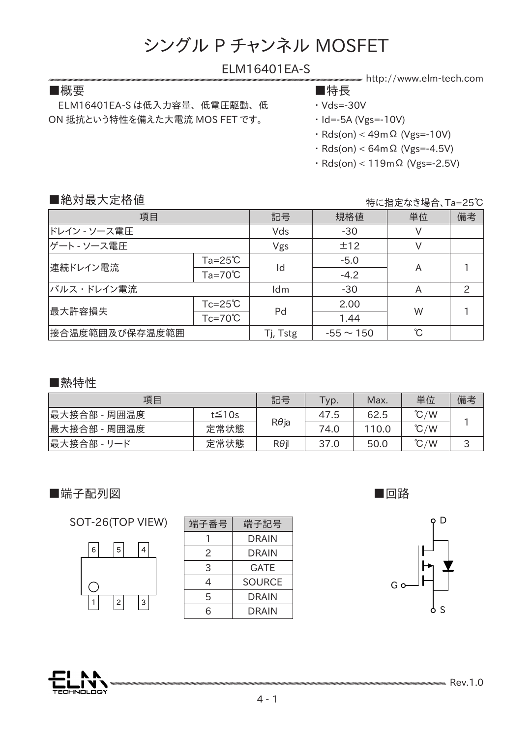# シングル P チャンネル MOSFET

ELM16401EA-S

http://www.elm-tech.com

## ■概要

ELM16401EA-S は低入力容量、低電圧駆動、低 ON 抵抗という特性を備えた大電流 MOS FET です。

## ■特長

- Vds=-30V
- Id=-5A (Vgs=-10V)
- Rds(on) < 49mΩ (Vgs=-10V)
- Rds(on) < 64mΩ (Vgs=-4.5V)
- Rds(on) < 119mΩ (Vgs=-2.5V)

## ■絶対最大定格値

特に指定なき場合、Ta=25℃

| 項目 | | 記号 | 規格値 | 単位 | 備考 |
|---|---|---|---|---|---|
| ドレイン - ソース電圧 | | Vds | -30 | V | |
| ゲート - ソース電圧 | | Vgs | ±12 | V | |
| 連続ドレイン電流 | Ta=25℃ | Id | -5.0 | A | 1 |
| | Ta=70℃ | | -4.2 | | |
| パルス・ドレイン電流 | | Idm | -30 | A | 2 |
| 最大許容損失 | Tc=25℃ | Pd | 2.00 | W | 1 |
| | Tc=70℃ | | 1.44 | | |
| 接合温度範囲及び保存温度範囲 | | Tj, Tstg | -55 ～ 150 | ℃ | |

## ■熱特性

| 項目 | | 記号 | Typ. | Max. | 単位 | 備考 |
|---|---|---|---|---|---|---|
| 最大接合部 - 周囲温度 | t≦10s | Rθja | 47.5 | 62.5 | ℃/W | 1 |
| 最大接合部 - 周囲温度 | 定常状態 | | 74.0 | 110.0 | ℃/W | |
| 最大接合部 - リード | 定常状態 | Rθjl | 37.0 | 50.0 | ℃/W | 3 |

## ■端子配列図

SOT-26(TOP VIEW)

| 端子番号 | 端子記号 |
|---|---|
| 1 | DRAIN |
| 2 | DRAIN |
| 3 | GATE |
| 4 | SOURCE |
| 5 | DRAIN |
| 6 | DRAIN |

## ■回路

D

G

S

Rev.1.0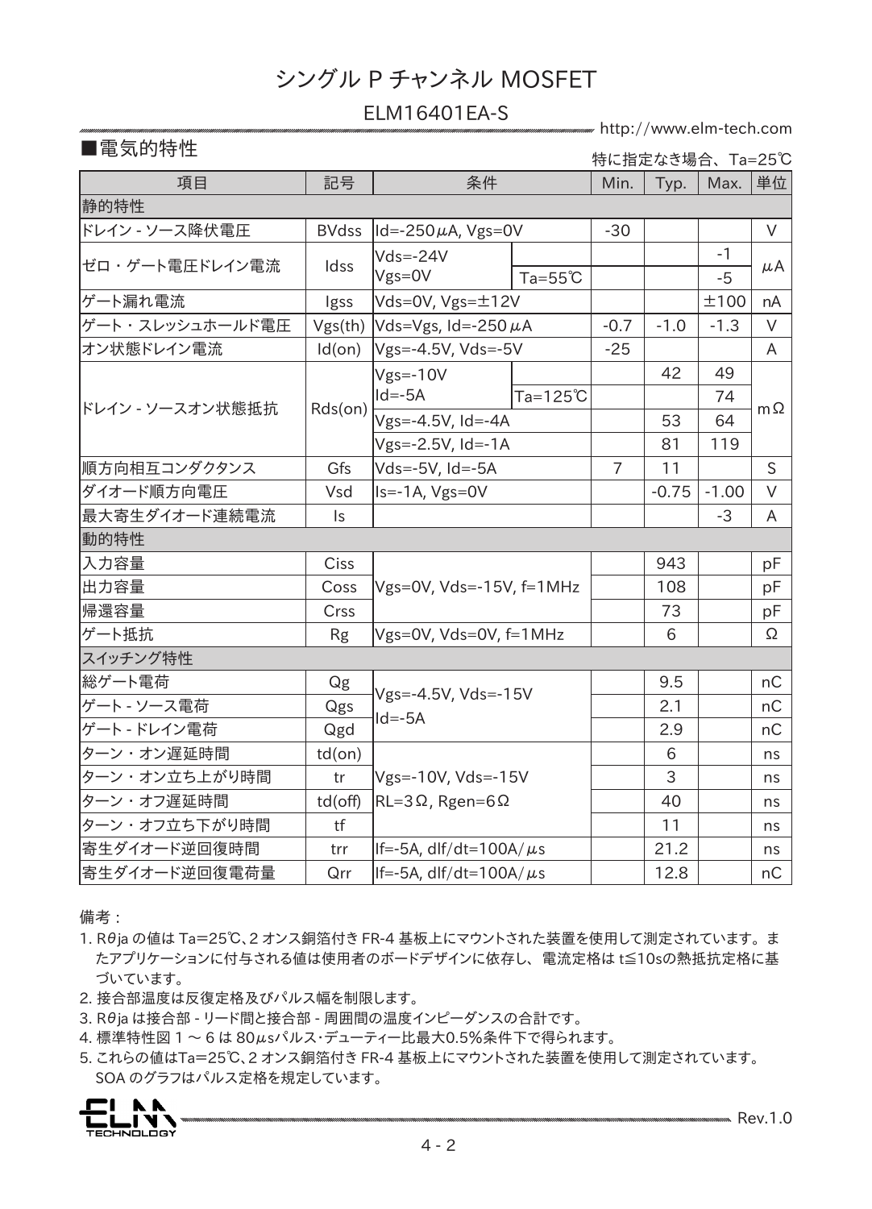# シングル P チャンネル MOSFET

## ELM16401EA-S

■電気的特性

特に指定なき場合、Ta=25℃

| 項目 | 記号 | 条件 | | Min. | Typ. | Max. | 単位 |
|---|---|---|---|---|---|---|---|
| 静的特性 | | | | | | | |
| ドレイン - ソース降伏電圧 | BVdss | Id=-250μA, Vgs=0V | | -30 | | | V |
| ゼロ・ゲート電圧ドレイン電流 | Idss | Vds=-24V Vgs=0V | | | | -1 | μA |
| | | | Ta=55℃ | | | -5 | |
| ゲート漏れ電流 | Igss | Vds=0V, Vgs=±12V | | | | ±100 | nA |
| ゲート・スレッシュホールド電圧 | Vgs(th) | Vds=Vgs, Id=-250μA | | -0.7 | -1.0 | -1.3 | V |
| オン状態ドレイン電流 | Id(on) | Vgs=-4.5V, Vds=-5V | | -25 | | | A |
| ドレイン - ソースオン状態抵抗 | Rds(on) | Vgs=-10V Id=-5A | | | 42 | 49 | mΩ |
| | | | Ta=125℃ | | | 74 | |
| | | Vgs=-4.5V, Id=-4A | | | 53 | 64 | |
| | | Vgs=-2.5V, Id=-1A | | | 81 | 119 | |
| 順方向相互コンダクタンス | Gfs | Vds=-5V, Id=-5A | | 7 | 11 | | S |
| ダイオード順方向電圧 | Vsd | Is=-1A, Vgs=0V | | | -0.75 | -1.00 | V |
| 最大寄生ダイオード連続電流 | Is | | | | | -3 | A |
| 動的特性 | | | | | | | |
| 入力容量 | Ciss | Vgs=0V, Vds=-15V, f=1MHz | | | 943 | | pF |
| 出力容量 | Coss | | | | 108 | | pF |
| 帰還容量 | Crss | | | | 73 | | pF |
| ゲート抵抗 | Rg | Vgs=0V, Vds=0V, f=1MHz | | | 6 | | Ω |
| スイッチング特性 | | | | | | | |
| 総ゲート電荷 | Qg | Vgs=-4.5V, Vds=-15V Id=-5A | | | 9.5 | | nC |
| ゲート - ソース電荷 | Qgs | | | | 2.1 | | nC |
| ゲート - ドレイン電荷 | Qgd | | | | 2.9 | | nC |
| ターン・オン遅延時間 | td(on) | Vgs=-10V, Vds=-15V RL=3Ω, Rgen=6Ω | | | 6 | | ns |
| ターン・オン立ち上がり時間 | tr | | | | 3 | | ns |
| ターン・オフ遅延時間 | td(off) | | | | 40 | | ns |
| ターン・オフ立ち下がり時間 | tf | | | | 11 | | ns |
| 寄生ダイオード逆回復時間 | trr | If=-5A, dIf/dt=100A/μs | | | 21.2 | | ns |
| 寄生ダイオード逆回復電荷量 | Qrr | If=-5A, dIf/dt=100A/μs | | | 12.8 | | nC |

備考：

1. Rθja の値は Ta=25℃、2 オンス銅箔付き FR-4 基板上にマウントされた装置を使用して測定されています。またアプリケーションに付与される値は使用者のボードデザインに依存し、電流定格は t≦10sの熱抵抗定格に基づいています。
2. 接合部温度は反復定格及びパルス幅を制限します。
3. Rθja は接合部 - リード間と接合部 - 周囲間の温度インピーダンスの合計です。
4. 標準特性図 1 ～ 6 は 80μsパルス･デューティー比最大0.5%条件下で得られます。
5. これらの値はTa=25℃、2 オンス銅箔付き FR-4 基板上にマウントされた装置を使用して測定されています。SOA のグラフはパルス定格を規定しています。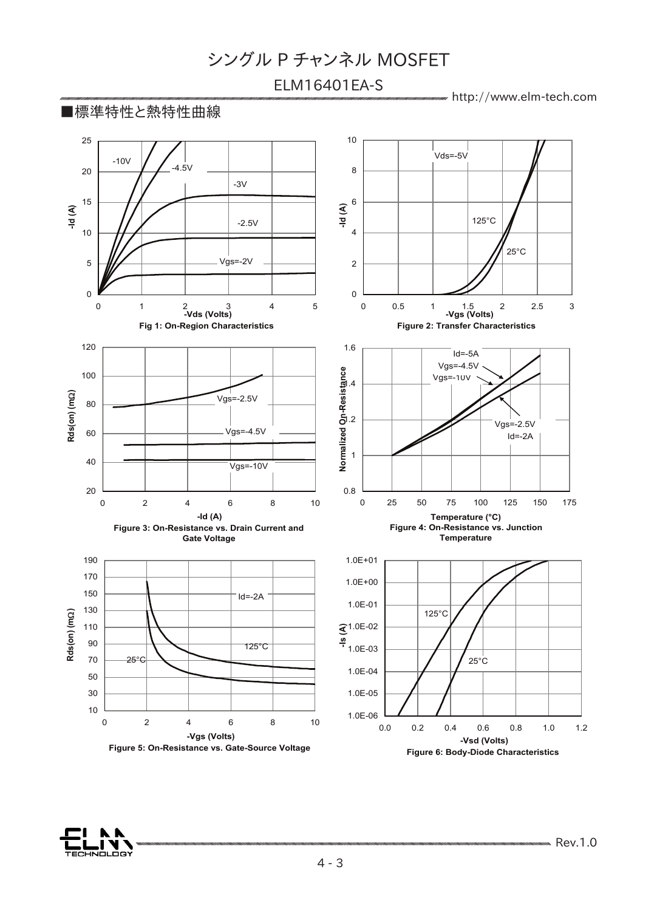# シングル P チャンネル MOSFET

## ELM16401EA-S

■標準特性と熱特性曲線

Fig 1: On-Region Characteristics

Figure 2: Transfer Characteristics

Figure 3: On-Resistance vs. Drain Current and Gate Voltage

Figure 4: On-Resistance vs. Junction Temperature

Figure 5: On-Resistance vs. Gate-Source Voltage

Figure 6: Body-Diode Characteristics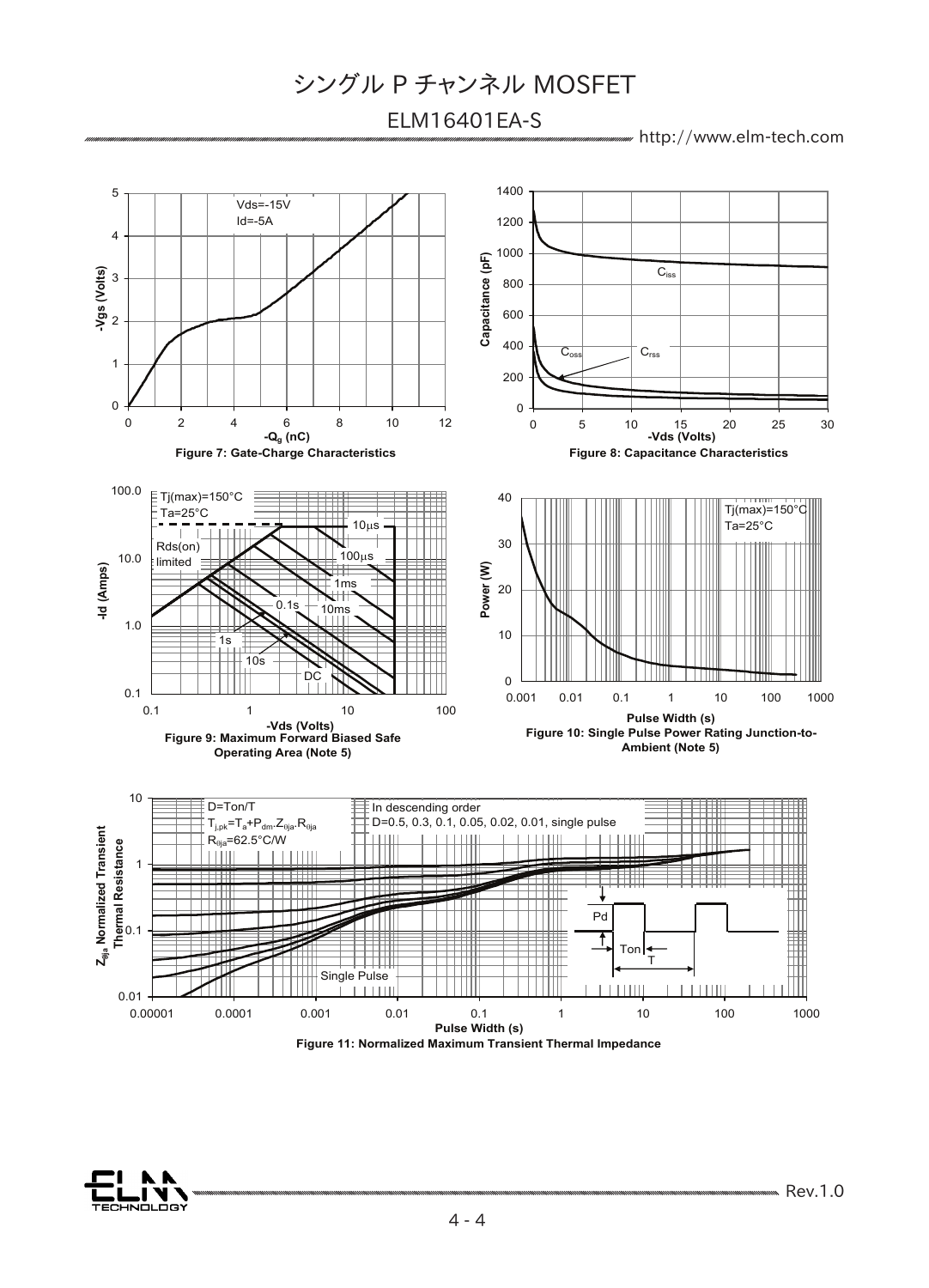Vds=-15V
Id=-5A

-Vgs (Volts)

0 1 2 3 4 5

0 2 4 6 8 10 12

$-Q_g$ (nC)

**Figure 7: Gate-Charge Characteristics**

Capacitance (pF)

0 200 400 600 800 1000 1200 1400

$C_{iss}$

$C_{oss}$

$C_{rss}$

0 5 10 15 20 25 30

-Vds (Volts)

**Figure 8: Capacitance Characteristics**

Tj(max)=150°C
Ta=25°C

Rds(on) limited

10μs
100μs
1ms
10ms
0.1s
1s
10s
DC

-Id (Amps)

0.1 1.0 10.0 100.0

0.1 1 10 100

-Vds (Volts)

**Figure 9: Maximum Forward Biased Safe Operating Area (Note 5)**

Tj(max)=150°C
Ta=25°C

Power (W)

0 10 20 30 40

0.001 0.01 0.1 1 10 100 1000

Pulse Width (s)

**Figure 10: Single Pulse Power Rating Junction-to-Ambient (Note 5)**

D=Ton/T

$T_{j,pk}=T_a+P_{dm} \cdot Z_{\theta ja} \cdot R_{\theta ja}$

$R_{\theta ja}$=62.5°C/W

In descending order
D=0.5, 0.3, 0.1, 0.05, 0.02, 0.01, single pulse

Single Pulse

Pd

Ton

T

$Z_{\theta ja}$ Normalized Transient Thermal Resistance

0.01 0.1 1 10

0.00001 0.0001 0.001 0.01 0.1 1 10 100 1000

Pulse Width (s)

**Figure 11: Normalized Maximum Transient Thermal Impedance**